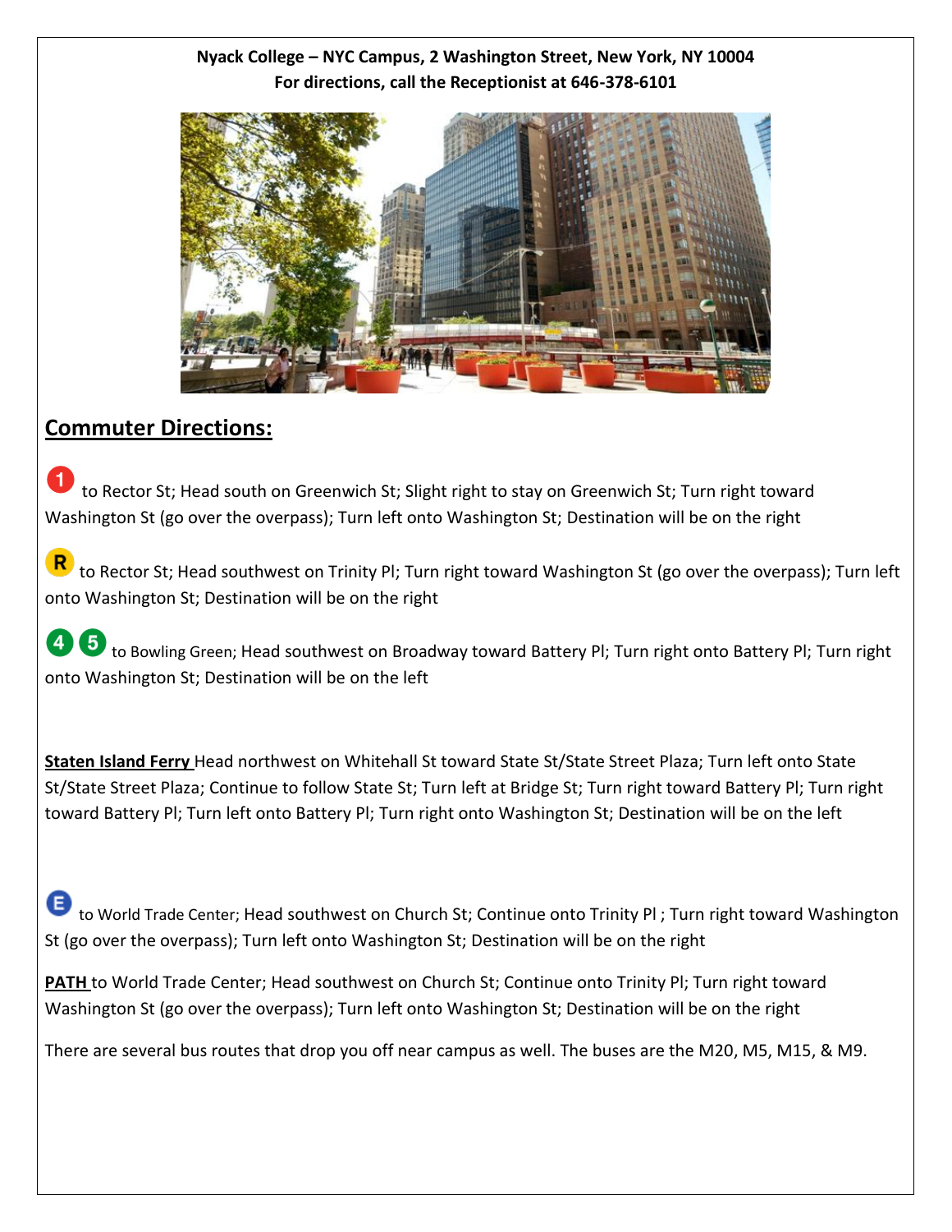**Nyack College – NYC Campus, 2 Washington Street, New York, NY 10004**
**For directions, call the Receptionist at 646-378-6101**

## Commuter Directions:

1 to Rector St; Head south on Greenwich St; Slight right to stay on Greenwich St; Turn right toward Washington St (go over the overpass); Turn left onto Washington St; Destination will be on the right

R to Rector St; Head southwest on Trinity Pl; Turn right toward Washington St (go over the overpass); Turn left onto Washington St; Destination will be on the right

4 5 to Bowling Green; Head southwest on Broadway toward Battery Pl; Turn right onto Battery Pl; Turn right onto Washington St; Destination will be on the left

**Staten Island Ferry** Head northwest on Whitehall St toward State St/State Street Plaza; Turn left onto State St/State Street Plaza; Continue to follow State St; Turn left at Bridge St; Turn right toward Battery Pl; Turn right toward Battery Pl; Turn left onto Battery Pl; Turn right onto Washington St; Destination will be on the left

E to World Trade Center; Head southwest on Church St; Continue onto Trinity Pl ; Turn right toward Washington St (go over the overpass); Turn left onto Washington St; Destination will be on the right

**PATH** to World Trade Center; Head southwest on Church St; Continue onto Trinity Pl; Turn right toward Washington St (go over the overpass); Turn left onto Washington St; Destination will be on the right

There are several bus routes that drop you off near campus as well. The buses are the M20, M5, M15, & M9.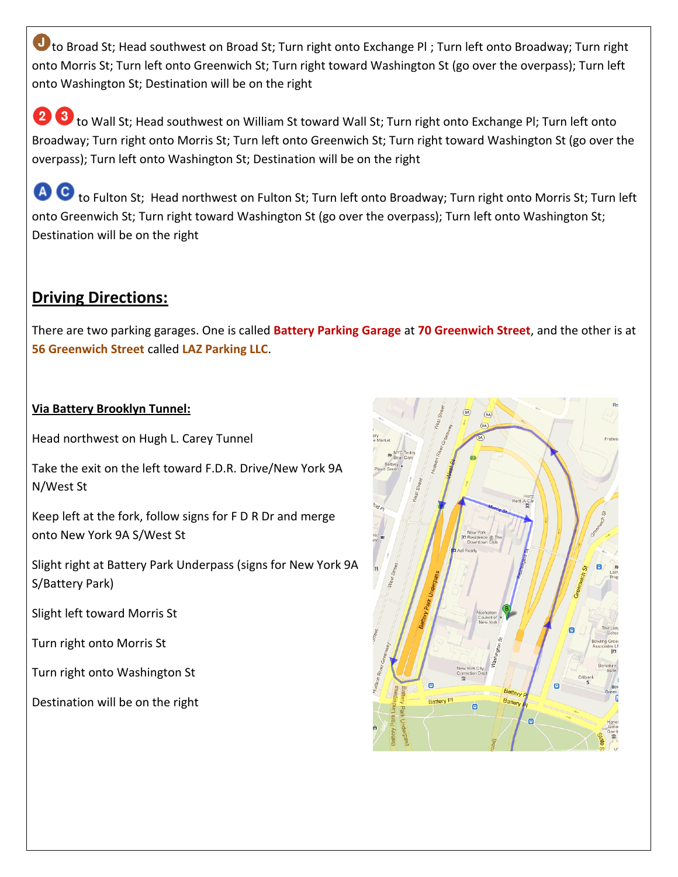J to Broad St; Head southwest on Broad St; Turn right onto Exchange Pl ; Turn left onto Broadway; Turn right onto Morris St; Turn left onto Greenwich St; Turn right toward Washington St (go over the overpass); Turn left onto Washington St; Destination will be on the right

2 3 to Wall St; Head southwest on William St toward Wall St; Turn right onto Exchange Pl; Turn left onto Broadway; Turn right onto Morris St; Turn left onto Greenwich St; Turn right toward Washington St (go over the overpass); Turn left onto Washington St; Destination will be on the right

A C to Fulton St; Head northwest on Fulton St; Turn left onto Broadway; Turn right onto Morris St; Turn left onto Greenwich St; Turn right toward Washington St (go over the overpass); Turn left onto Washington St; Destination will be on the right

## Driving Directions:

There are two parking garages. One is called **Battery Parking Garage** at **70 Greenwich Street**, and the other is at **56 Greenwich Street** called **LAZ Parking LLC**.

**Via Battery Brooklyn Tunnel:**

Head northwest on Hugh L. Carey Tunnel

Take the exit on the left toward F.D.R. Drive/New York 9A N/West St

Keep left at the fork, follow signs for F D R Dr and merge onto New York 9A S/West St

Slight right at Battery Park Underpass (signs for New York 9A S/Battery Park)

Slight left toward Morris St

Turn right onto Morris St

Turn right onto Washington St

Destination will be on the right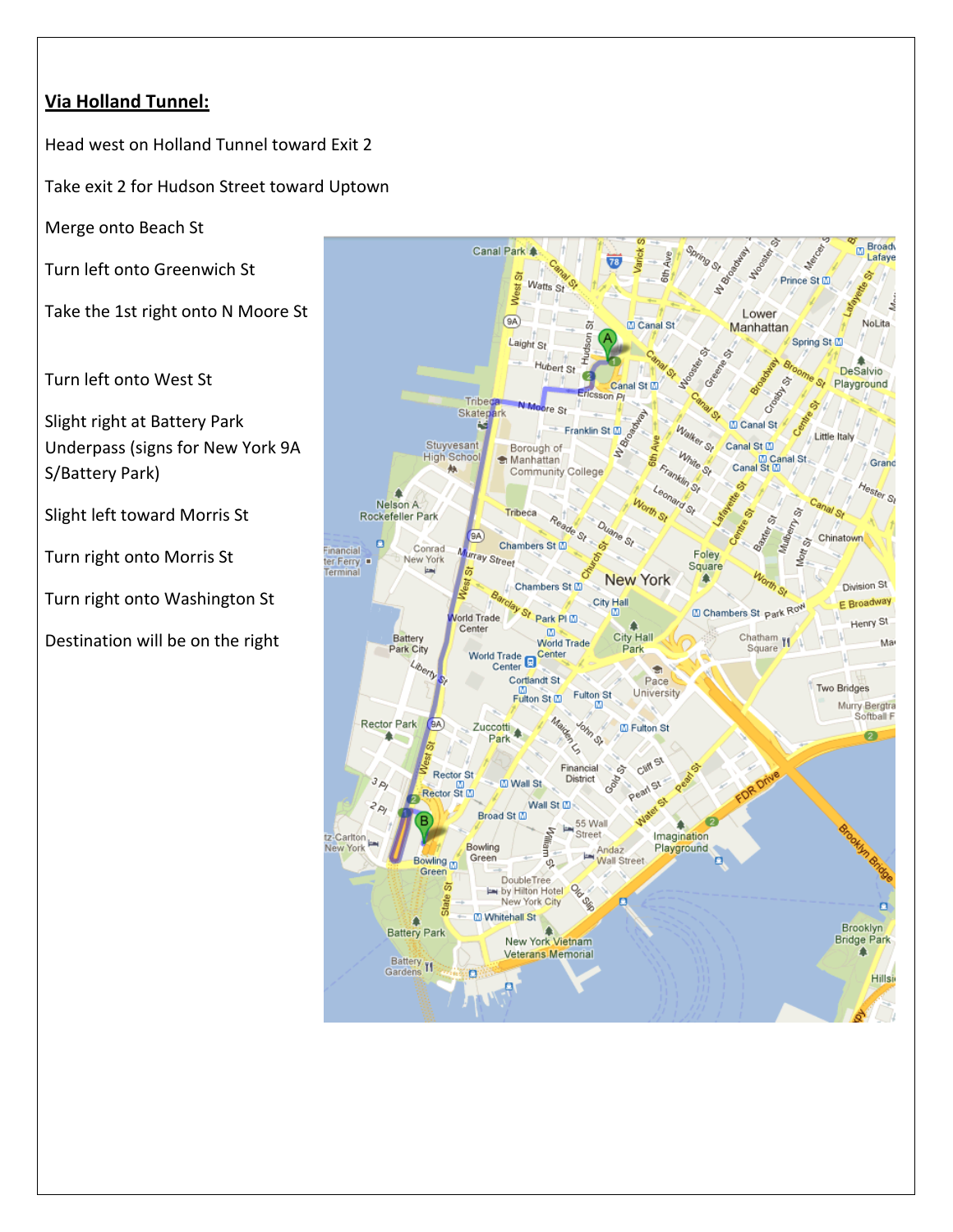**Via Holland Tunnel:**

Head west on Holland Tunnel toward Exit 2

Take exit 2 for Hudson Street toward Uptown

Merge onto Beach St

Turn left onto Greenwich St

Take the 1st right onto N Moore St

Turn left onto West St

Slight right at Battery Park Underpass (signs for New York 9A S/Battery Park)

Slight left toward Morris St

Turn right onto Morris St

Turn right onto Washington St

Destination will be on the right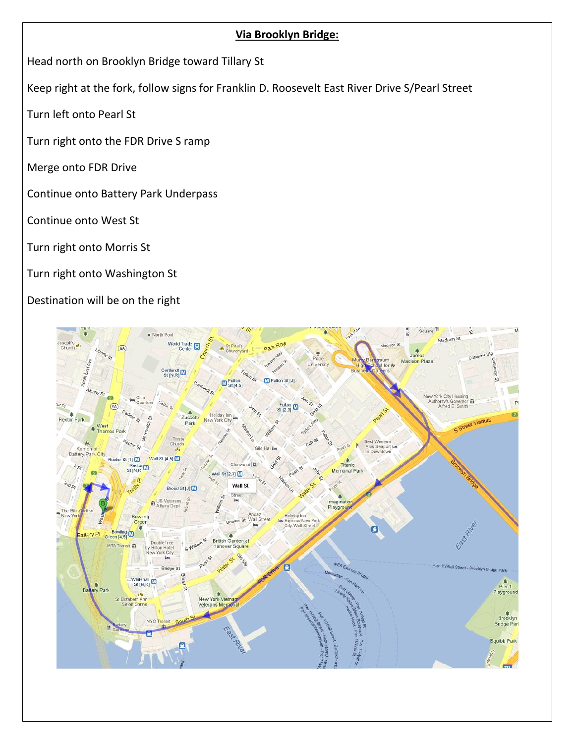## Via Brooklyn Bridge:

Head north on Brooklyn Bridge toward Tillary St

Keep right at the fork, follow signs for Franklin D. Roosevelt East River Drive S/Pearl Street

Turn left onto Pearl St

Turn right onto the FDR Drive S ramp

Merge onto FDR Drive

Continue onto Battery Park Underpass

Continue onto West St

Turn right onto Morris St

Turn right onto Washington St

Destination will be on the right